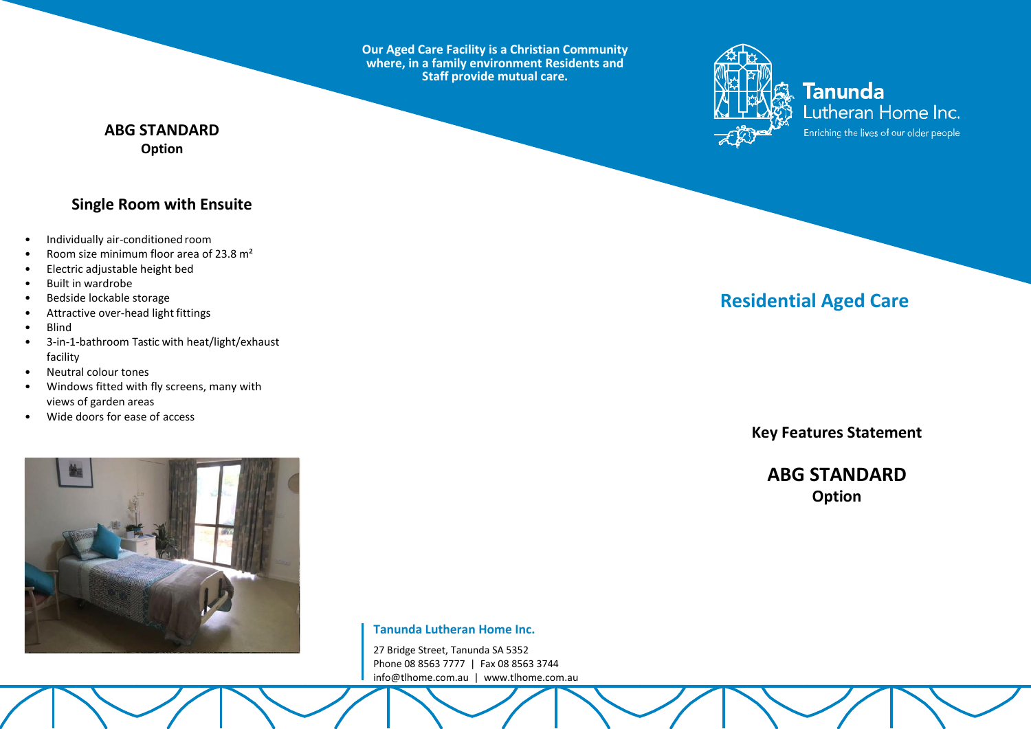## ABG STANDARD
**Option**

### Single Room with Ensuite

- Individually air-conditioned room
- Room size minimum floor area of 23.8 m²
- Electric adjustable height bed
- Built in wardrobe
- Bedside lockable storage
- Attractive over-head light fittings
- Blind
- 3-in-1-bathroom Tastic with heat/light/exhaust facility
- Neutral colour tones
- Windows fitted with fly screens, many with views of garden areas
- Wide doors for ease of access

**Our Aged Care Facility is a Christian Community where, in a family environment Residents and Staff provide mutual care.**

**Tanunda Lutheran Home Inc.**
27 Bridge Street, Tanunda SA 5352
Phone 08 8563 7777 | Fax 08 8563 3744
info@tlhome.com.au | www.tlhome.com.au

**Tanunda** Lutheran Home Inc.
Enriching the lives of our older people

# Residential Aged Care

**Key Features Statement**

## ABG STANDARD
**Option**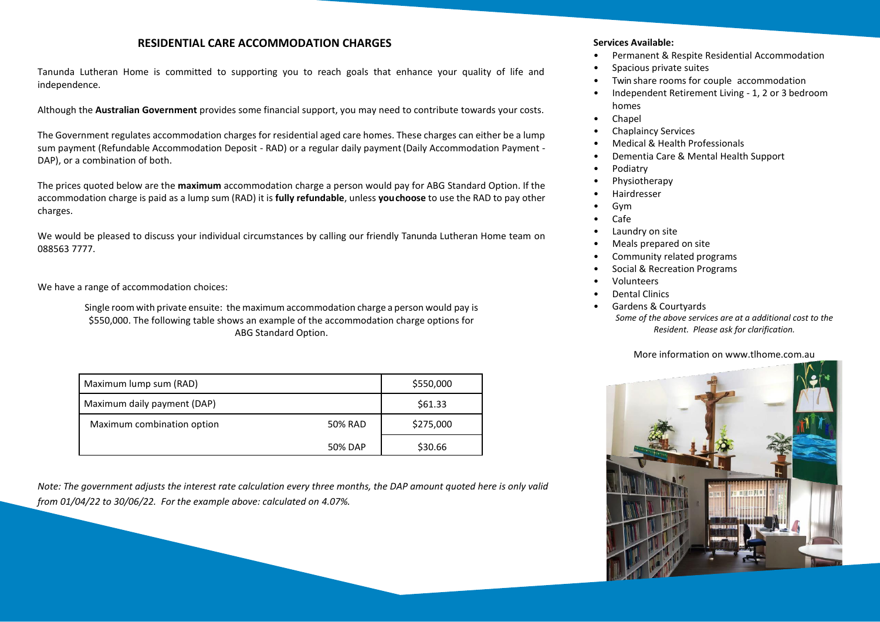## RESIDENTIAL CARE ACCOMMODATION CHARGES

Tanunda Lutheran Home is committed to supporting you to reach goals that enhance your quality of life and independence.

Although the **Australian Government** provides some financial support, you may need to contribute towards your costs.

The Government regulates accommodation charges for residential aged care homes. These charges can either be a lump sum payment (Refundable Accommodation Deposit - RAD) or a regular daily payment (Daily Accommodation Payment - DAP), or a combination of both.

The prices quoted below are the **maximum** accommodation charge a person would pay for ABG Standard Option. If the accommodation charge is paid as a lump sum (RAD) it is **fully refundable**, unless **you choose** to use the RAD to pay other charges.

We would be pleased to discuss your individual circumstances by calling our friendly Tanunda Lutheran Home team on 088563 7777.

We have a range of accommodation choices:

Single room with private ensuite: the maximum accommodation charge a person would pay is $550,000. The following table shows an example of the accommodation charge options for ABG Standard Option.

| | | |
|---|---|---|
| Maximum lump sum (RAD) | | $550,000 |
| Maximum daily payment (DAP) | | $61.33 |
| Maximum combination option | 50% RAD | $275,000 |
| | 50% DAP | $30.66 |

*Note: The government adjusts the interest rate calculation every three months, the DAP amount quoted here is only valid from 01/04/22 to 30/06/22. For the example above: calculated on 4.07%.*

**Services Available:**

- Permanent & Respite Residential Accommodation
- Spacious private suites
- Twin share rooms for couple accommodation
- Independent Retirement Living - 1, 2 or 3 bedroom homes
- Chapel
- Chaplaincy Services
- Medical & Health Professionals
- Dementia Care & Mental Health Support
- Podiatry
- Physiotherapy
- Hairdresser
- Gym
- Cafe
- Laundry on site
- Meals prepared on site
- Community related programs
- Social & Recreation Programs
- Volunteers
- Dental Clinics
- Gardens & Courtyards

*Some of the above services are at a additional cost to the Resident. Please ask for clarification.*

More information on www.tlhome.com.au